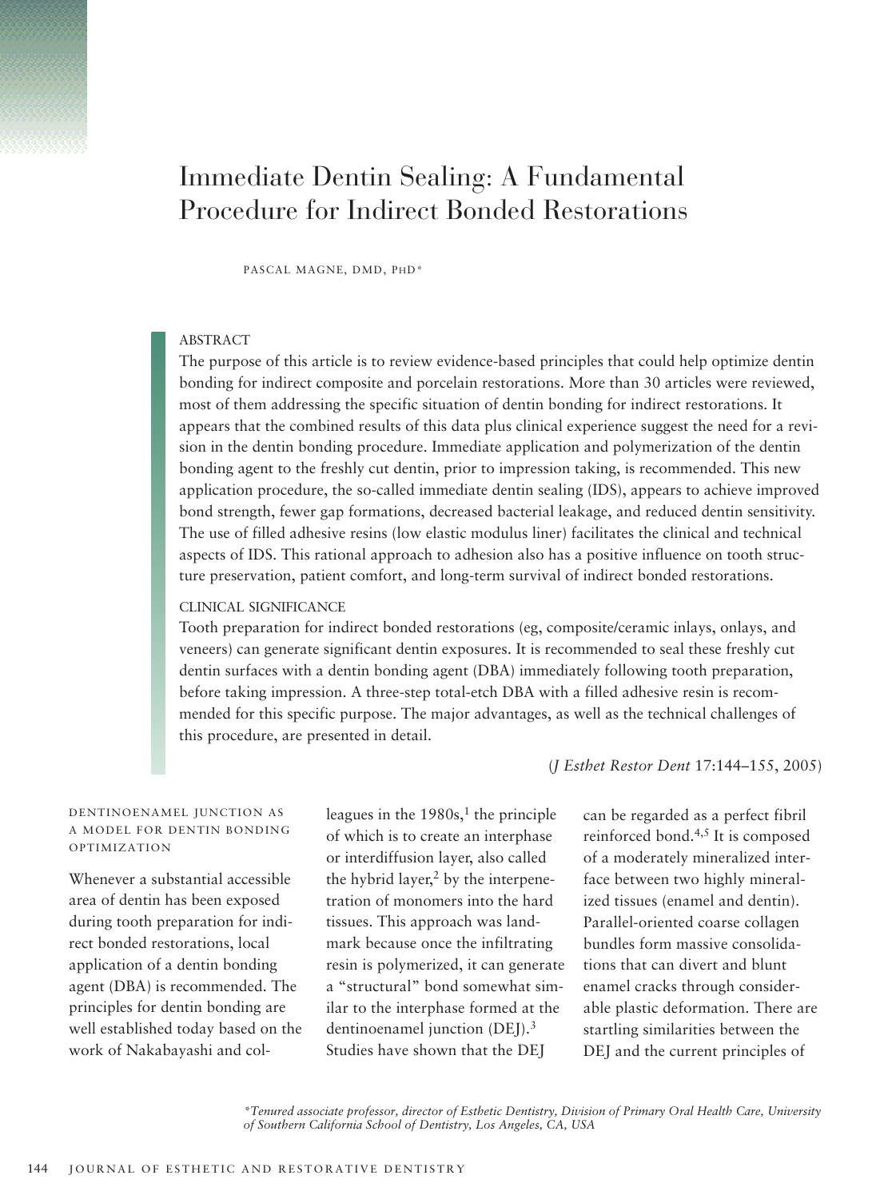# Immediate Dentin Sealing: A Fundamental Procedure for Indirect Bonded Restorations

PASCAL MAGNE, DMD, PHD*

## ABSTRACT

The purpose of this article is to review evidence-based principles that could help optimize dentin bonding for indirect composite and porcelain restorations. More than 30 articles were reviewed, most of them addressing the specific situation of dentin bonding for indirect restorations. It appears that the combined results of this data plus clinical experience suggest the need for a revision in the dentin bonding procedure. Immediate application and polymerization of the dentin bonding agent to the freshly cut dentin, prior to impression taking, is recommended. This new application procedure, the so-called immediate dentin sealing (IDS), appears to achieve improved bond strength, fewer gap formations, decreased bacterial leakage, and reduced dentin sensitivity. The use of filled adhesive resins (low elastic modulus liner) facilitates the clinical and technical aspects of IDS. This rational approach to adhesion also has a positive influence on tooth structure preservation, patient comfort, and long-term survival of indirect bonded restorations.

## CLINICAL SIGNIFICANCE

Tooth preparation for indirect bonded restorations (eg, composite/ceramic inlays, onlays, and veneers) can generate significant dentin exposures. It is recommended to seal these freshly cut dentin surfaces with a dentin bonding agent (DBA) immediately following tooth preparation, before taking impression. A three-step total-etch DBA with a filled adhesive resin is recommended for this specific purpose. The major advantages, as well as the technical challenges of this procedure, are presented in detail.

(*J Esthet Restor Dent* 17:144–155, 2005)

## DENTINOENAMEL JUNCTION AS A MODEL FOR DENTIN BONDING OPTIMIZATION

Whenever a substantial accessible area of dentin has been exposed during tooth preparation for indirect bonded restorations, local application of a dentin bonding agent (DBA) is recommended. The principles for dentin bonding are well established today based on the work of Nakabayashi and colleagues in the 1980s,[1] the principle of which is to create an interphase or interdiffusion layer, also called the hybrid layer,[2] by the interpenetration of monomers into the hard tissues. This approach was landmark because once the infiltrating resin is polymerized, it can generate a "structural" bond somewhat similar to the interphase formed at the dentinoenamel junction (DEJ).[3] Studies have shown that the DEJ can be regarded as a perfect fibril reinforced bond.[4,5] It is composed of a moderately mineralized interface between two highly mineralized tissues (enamel and dentin). Parallel-oriented coarse collagen bundles form massive consolidations that can divert and blunt enamel cracks through considerable plastic deformation. There are startling similarities between the DEJ and the current principles of

*Tenured associate professor, director of Esthetic Dentistry, Division of Primary Oral Health Care, University of Southern California School of Dentistry, Los Angeles, CA, USA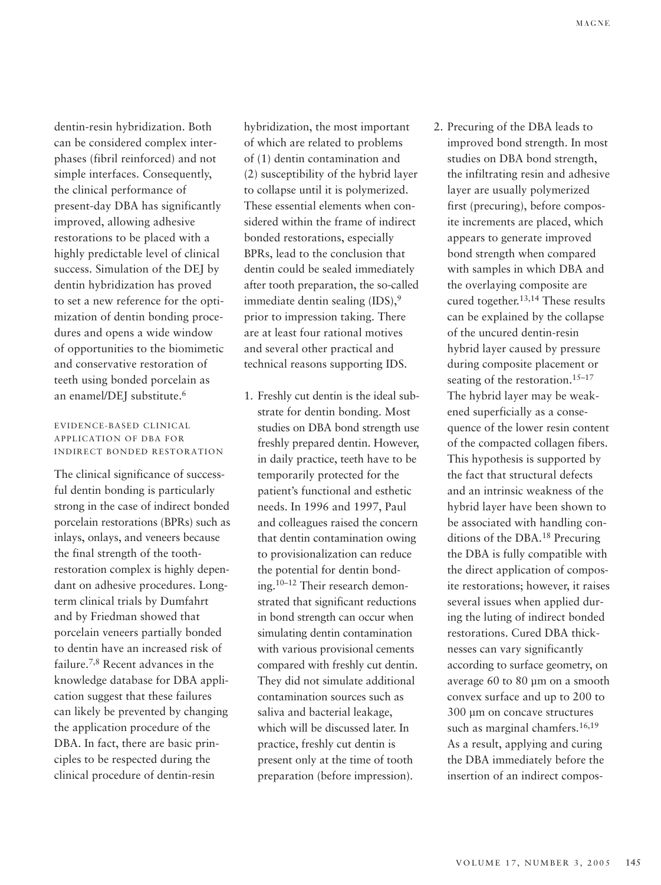dentin-resin hybridization. Both can be considered complex interphases (fibril reinforced) and not simple interfaces. Consequently, the clinical performance of present-day DBA has significantly improved, allowing adhesive restorations to be placed with a highly predictable level of clinical success. Simulation of the DEJ by dentin hybridization has proved to set a new reference for the optimization of dentin bonding procedures and opens a wide window of opportunities to the biomimetic and conservative restoration of teeth using bonded porcelain as an enamel/DEJ substitute.[6]

## EVIDENCE-BASED CLINICAL APPLICATION OF DBA FOR INDIRECT BONDED RESTORATION

The clinical significance of successful dentin bonding is particularly strong in the case of indirect bonded porcelain restorations (BPRs) such as inlays, onlays, and veneers because the final strength of the tooth-restoration complex is highly dependant on adhesive procedures. Long-term clinical trials by Dumfahrt and by Friedman showed that porcelain veneers partially bonded to dentin have an increased risk of failure.[7,8] Recent advances in the knowledge database for DBA application suggest that these failures can likely be prevented by changing the application procedure of the DBA. In fact, there are basic principles to be respected during the clinical procedure of dentin-resin hybridization, the most important of which are related to problems of (1) dentin contamination and (2) susceptibility of the hybrid layer to collapse until it is polymerized. These essential elements when considered within the frame of indirect bonded restorations, especially BPRs, lead to the conclusion that dentin could be sealed immediately after tooth preparation, the so-called immediate dentin sealing (IDS),[9] prior to impression taking. There are at least four rational motives and several other practical and technical reasons supporting IDS.

1. Freshly cut dentin is the ideal substrate for dentin bonding. Most studies on DBA bond strength use freshly prepared dentin. However, in daily practice, teeth have to be temporarily protected for the patient's functional and esthetic needs. In 1996 and 1997, Paul and colleagues raised the concern that dentin contamination owing to provisionalization can reduce the potential for dentin bonding.[10–12] Their research demonstrated that significant reductions in bond strength can occur when simulating dentin contamination with various provisional cements compared with freshly cut dentin. They did not simulate additional contamination sources such as saliva and bacterial leakage, which will be discussed later. In practice, freshly cut dentin is present only at the time of tooth preparation (before impression).
2. Precuring of the DBA leads to improved bond strength. In most studies on DBA bond strength, the infiltrating resin and adhesive layer are usually polymerized first (precuring), before composite increments are placed, which appears to generate improved bond strength when compared with samples in which DBA and the overlaying composite are cured together.[13,14] These results can be explained by the collapse of the uncured dentin-resin hybrid layer caused by pressure during composite placement or seating of the restoration.[15–17] The hybrid layer may be weakened superficially as a consequence of the lower resin content of the compacted collagen fibers. This hypothesis is supported by the fact that structural defects and an intrinsic weakness of the hybrid layer have been shown to be associated with handling conditions of the DBA.[18] Precuring the DBA is fully compatible with the direct application of composite restorations; however, it raises several issues when applied during the luting of indirect bonded restorations. Cured DBA thicknesses can vary significantly according to surface geometry, on average 60 to 80 μm on a smooth convex surface and up to 200 to 300 μm on concave structures such as marginal chamfers.[16,19] As a result, applying and curing the DBA immediately before the insertion of an indirect compos-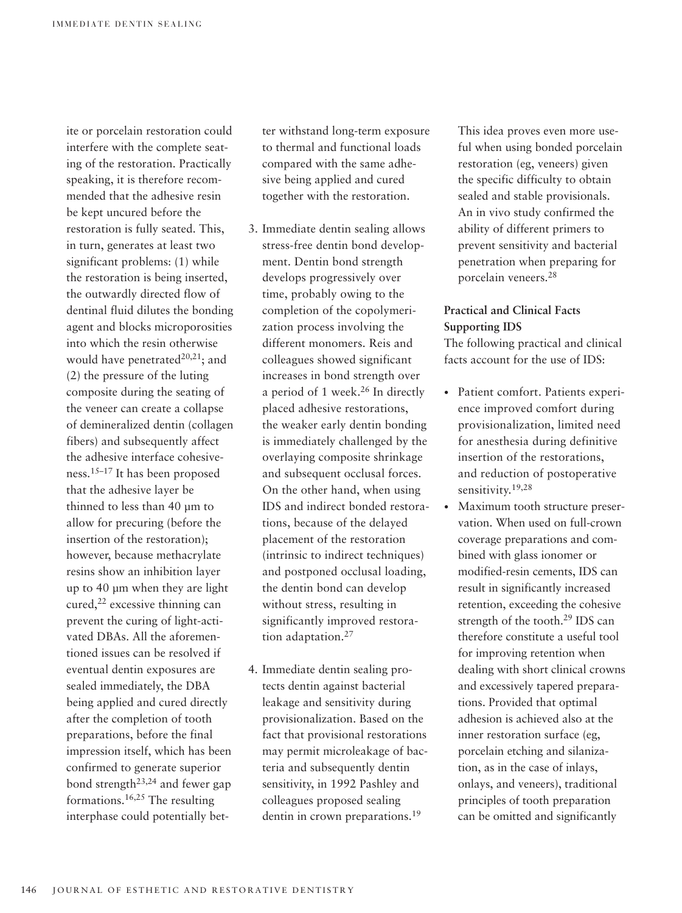ite or porcelain restoration could interfere with the complete seating of the restoration. Practically speaking, it is therefore recommended that the adhesive resin be kept uncured before the restoration is fully seated. This, in turn, generates at least two significant problems: (1) while the restoration is being inserted, the outwardly directed flow of dentinal fluid dilutes the bonding agent and blocks microporosities into which the resin otherwise would have penetrated[20,21]; and (2) the pressure of the luting composite during the seating of the veneer can create a collapse of demineralized dentin (collagen fibers) and subsequently affect the adhesive interface cohesiveness.[15–17] It has been proposed that the adhesive layer be thinned to less than 40 µm to allow for precuring (before the insertion of the restoration); however, because methacrylate resins show an inhibition layer up to 40 µm when they are light cured,[22] excessive thinning can prevent the curing of light-activated DBAs. All the aforementioned issues can be resolved if eventual dentin exposures are sealed immediately, the DBA being applied and cured directly after the completion of tooth preparations, before the final impression itself, which has been confirmed to generate superior bond strength[23,24] and fewer gap formations.[16,25] The resulting interphase could potentially better withstand long-term exposure to thermal and functional loads compared with the same adhesive being applied and cured together with the restoration.

3. Immediate dentin sealing allows stress-free dentin bond development. Dentin bond strength develops progressively over time, probably owing to the completion of the copolymerization process involving the different monomers. Reis and colleagues showed significant increases in bond strength over a period of 1 week.[26] In directly placed adhesive restorations, the weaker early dentin bonding is immediately challenged by the overlaying composite shrinkage and subsequent occlusal forces. On the other hand, when using IDS and indirect bonded restorations, because of the delayed placement of the restoration (intrinsic to indirect techniques) and postponed occlusal loading, the dentin bond can develop without stress, resulting in significantly improved restoration adaptation.[27]

4. Immediate dentin sealing protects dentin against bacterial leakage and sensitivity during provisionalization. Based on the fact that provisional restorations may permit microleakage of bacteria and subsequently dentin sensitivity, in 1992 Pashley and colleagues proposed sealing dentin in crown preparations.[19] This idea proves even more useful when using bonded porcelain restoration (eg, veneers) given the specific difficulty to obtain sealed and stable provisionals. An in vivo study confirmed the ability of different primers to prevent sensitivity and bacterial penetration when preparing for porcelain veneers.[28]

**Practical and Clinical Facts Supporting IDS**

The following practical and clinical facts account for the use of IDS:

- Patient comfort. Patients experience improved comfort during provisionalization, limited need for anesthesia during definitive insertion of the restorations, and reduction of postoperative sensitivity.[19,28]
- Maximum tooth structure preservation. When used on full-crown coverage preparations and combined with glass ionomer or modified-resin cements, IDS can result in significantly increased retention, exceeding the cohesive strength of the tooth.[29] IDS can therefore constitute a useful tool for improving retention when dealing with short clinical crowns and excessively tapered preparations. Provided that optimal adhesion is achieved also at the inner restoration surface (eg, porcelain etching and silanization, as in the case of inlays, onlays, and veneers), traditional principles of tooth preparation can be omitted and significantly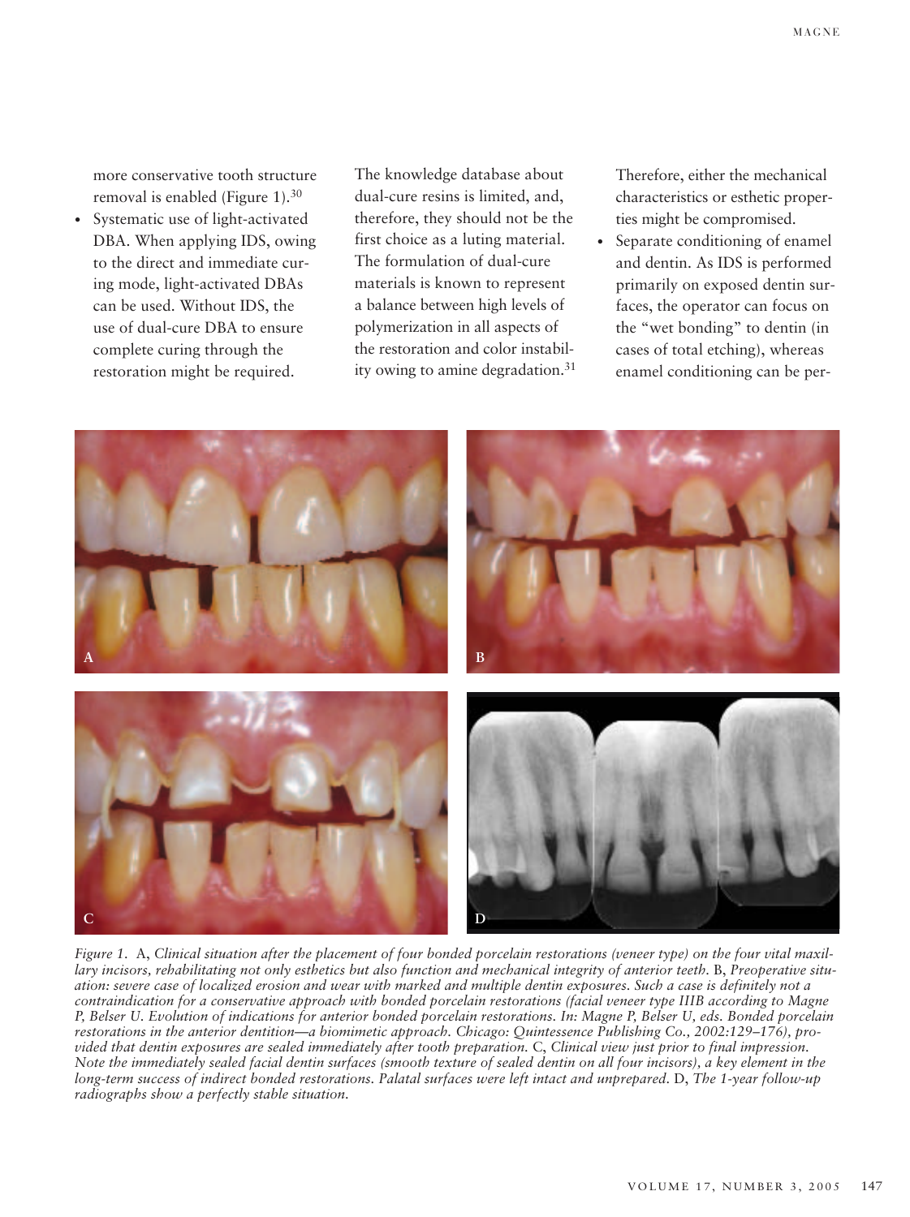more conservative tooth structure removal is enabled (Figure 1).[30]

- Systematic use of light-activated DBA. When applying IDS, owing to the direct and immediate curing mode, light-activated DBAs can be used. Without IDS, the use of dual-cure DBA to ensure complete curing through the restoration might be required. The knowledge database about dual-cure resins is limited, and, therefore, they should not be the first choice as a luting material. The formulation of dual-cure materials is known to represent a balance between high levels of polymerization in all aspects of the restoration and color instability owing to amine degradation.[31] Therefore, either the mechanical characteristics or esthetic properties might be compromised.
- Separate conditioning of enamel and dentin. As IDS is performed primarily on exposed dentin surfaces, the operator can focus on the "wet bonding" to dentin (in cases of total etching), whereas enamel conditioning can be per-

*Figure 1.* A, *Clinical situation after the placement of four bonded porcelain restorations (veneer type) on the four vital maxillary incisors, rehabilitating not only esthetics but also function and mechanical integrity of anterior teeth.* B, *Preoperative situation: severe case of localized erosion and wear with marked and multiple dentin exposures. Such a case is definitely not a contraindication for a conservative approach with bonded porcelain restorations (facial veneer type IIIB according to Magne P, Belser U. Evolution of indications for anterior bonded porcelain restorations. In: Magne P, Belser U, eds. Bonded porcelain restorations in the anterior dentition—a biomimetic approach. Chicago: Quintessence Publishing Co., 2002:129–176), provided that dentin exposures are sealed immediately after tooth preparation.* C, *Clinical view just prior to final impression. Note the immediately sealed facial dentin surfaces (smooth texture of sealed dentin on all four incisors), a key element in the long-term success of indirect bonded restorations. Palatal surfaces were left intact and unprepared.* D, *The 1-year follow-up radiographs show a perfectly stable situation.*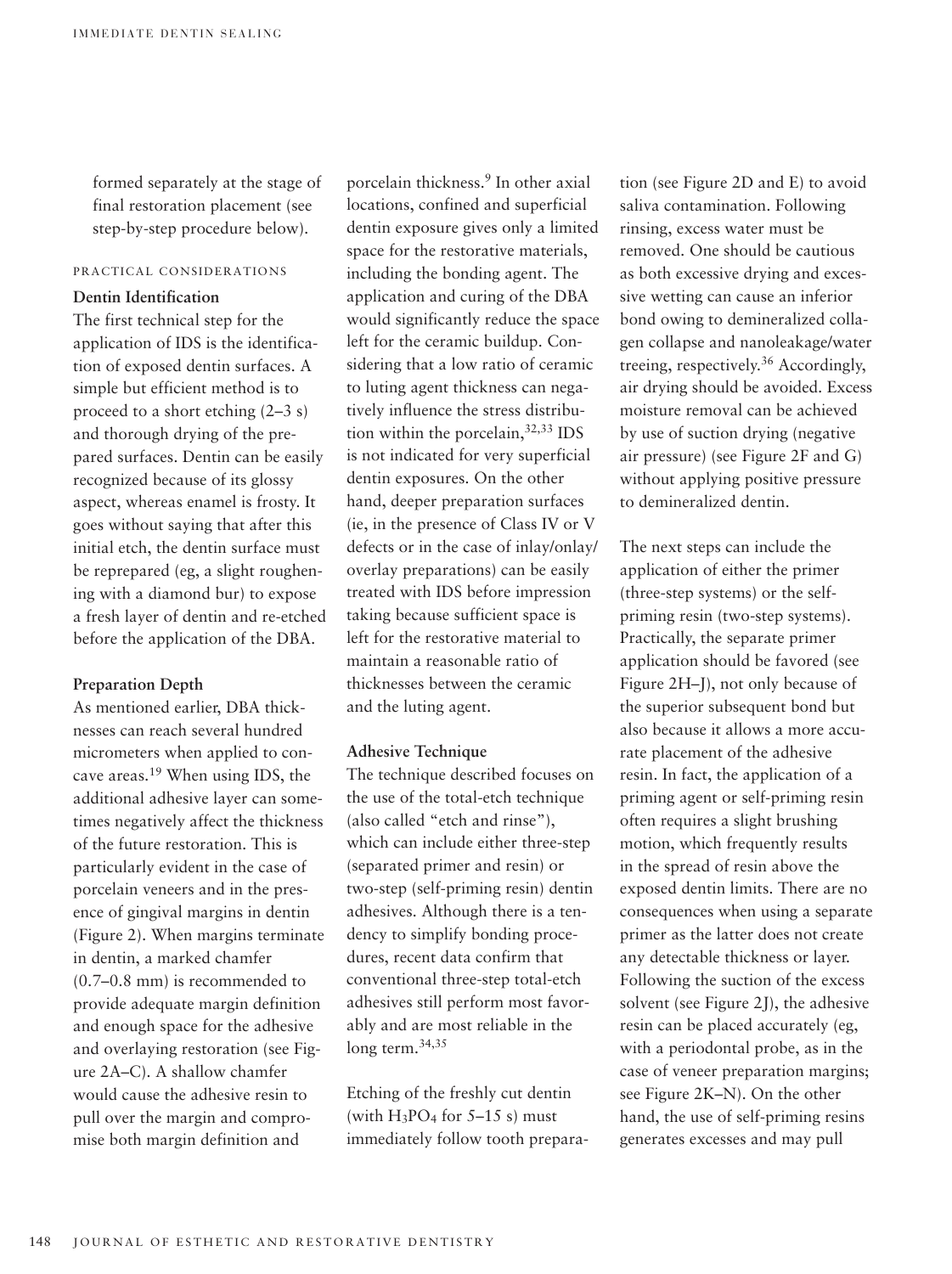formed separately at the stage of final restoration placement (see step-by-step procedure below).

### PRACTICAL CONSIDERATIONS

**Dentin Identification**

The first technical step for the application of IDS is the identification of exposed dentin surfaces. A simple but efficient method is to proceed to a short etching (2–3 s) and thorough drying of the prepared surfaces. Dentin can be easily recognized because of its glossy aspect, whereas enamel is frosty. It goes without saying that after this initial etch, the dentin surface must be reprepared (eg, a slight roughening with a diamond bur) to expose a fresh layer of dentin and re-etched before the application of the DBA.

**Preparation Depth**

As mentioned earlier, DBA thicknesses can reach several hundred micrometers when applied to concave areas.[19] When using IDS, the additional adhesive layer can sometimes negatively affect the thickness of the future restoration. This is particularly evident in the case of porcelain veneers and in the presence of gingival margins in dentin (Figure 2). When margins terminate in dentin, a marked chamfer (0.7–0.8 mm) is recommended to provide adequate margin definition and enough space for the adhesive and overlaying restoration (see Figure 2A–C). A shallow chamfer would cause the adhesive resin to pull over the margin and compromise both margin definition and porcelain thickness.[9] In other axial locations, confined and superficial dentin exposure gives only a limited space for the restorative materials, including the bonding agent. The application and curing of the DBA would significantly reduce the space left for the ceramic buildup. Considering that a low ratio of ceramic to luting agent thickness can negatively influence the stress distribution within the porcelain,[32,33] IDS is not indicated for very superficial dentin exposures. On the other hand, deeper preparation surfaces (ie, in the presence of Class IV or V defects or in the case of inlay/onlay/overlay preparations) can be easily treated with IDS before impression taking because sufficient space is left for the restorative material to maintain a reasonable ratio of thicknesses between the ceramic and the luting agent.

**Adhesive Technique**

The technique described focuses on the use of the total-etch technique (also called "etch and rinse"), which can include either three-step (separated primer and resin) or two-step (self-priming resin) dentin adhesives. Although there is a tendency to simplify bonding procedures, recent data confirm that conventional three-step total-etch adhesives still perform most favorably and are most reliable in the long term.[34,35]

Etching of the freshly cut dentin (with $H_3PO_4$ for 5–15 s) must immediately follow tooth preparation (see Figure 2D and E) to avoid saliva contamination. Following rinsing, excess water must be removed. One should be cautious as both excessive drying and excessive wetting can cause an inferior bond owing to demineralized collagen collapse and nanoleakage/water treeing, respectively.[36] Accordingly, air drying should be avoided. Excess moisture removal can be achieved by use of suction drying (negative air pressure) (see Figure 2F and G) without applying positive pressure to demineralized dentin.

The next steps can include the application of either the primer (three-step systems) or the self-priming resin (two-step systems). Practically, the separate primer application should be favored (see Figure 2H–J), not only because of the superior subsequent bond but also because it allows a more accurate placement of the adhesive resin. In fact, the application of a priming agent or self-priming resin often requires a slight brushing motion, which frequently results in the spread of resin above the exposed dentin limits. There are no consequences when using a separate primer as the latter does not create any detectable thickness or layer. Following the suction of the excess solvent (see Figure 2J), the adhesive resin can be placed accurately (eg, with a periodontal probe, as in the case of veneer preparation margins; see Figure 2K–N). On the other hand, the use of self-priming resins generates excesses and may pull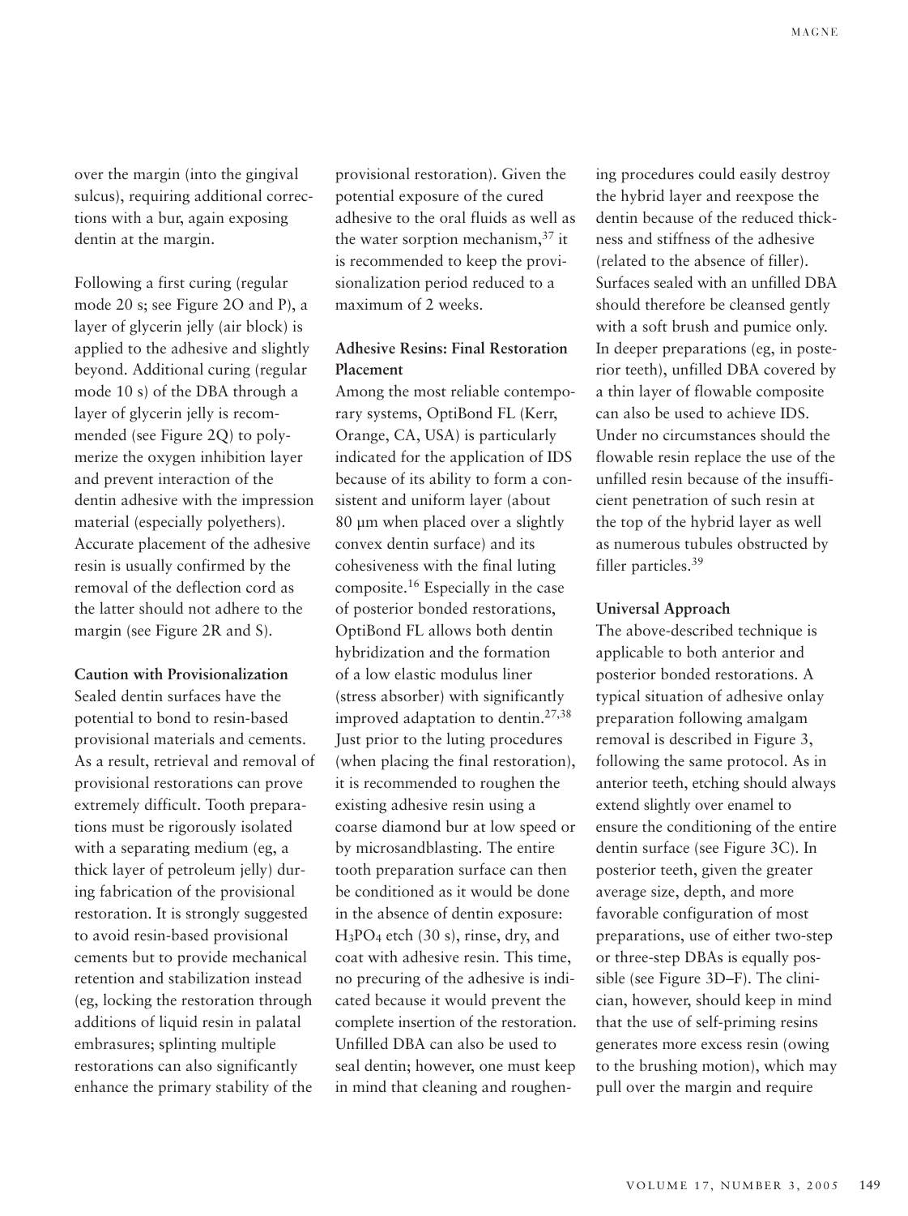over the margin (into the gingival sulcus), requiring additional corrections with a bur, again exposing dentin at the margin.

Following a first curing (regular mode 20 s; see Figure 2O and P), a layer of glycerin jelly (air block) is applied to the adhesive and slightly beyond. Additional curing (regular mode 10 s) of the DBA through a layer of glycerin jelly is recommended (see Figure 2Q) to polymerize the oxygen inhibition layer and prevent interaction of the dentin adhesive with the impression material (especially polyethers). Accurate placement of the adhesive resin is usually confirmed by the removal of the deflection cord as the latter should not adhere to the margin (see Figure 2R and S).

**Caution with Provisionalization**

Sealed dentin surfaces have the potential to bond to resin-based provisional materials and cements. As a result, retrieval and removal of provisional restorations can prove extremely difficult. Tooth preparations must be rigorously isolated with a separating medium (eg, a thick layer of petroleum jelly) during fabrication of the provisional restoration. It is strongly suggested to avoid resin-based provisional cements but to provide mechanical retention and stabilization instead (eg, locking the restoration through additions of liquid resin in palatal embrasures; splinting multiple restorations can also significantly enhance the primary stability of the provisional restoration). Given the potential exposure of the cured adhesive to the oral fluids as well as the water sorption mechanism,[37] it is recommended to keep the provisionalization period reduced to a maximum of 2 weeks.

**Adhesive Resins: Final Restoration Placement**

Among the most reliable contemporary systems, OptiBond FL (Kerr, Orange, CA, USA) is particularly indicated for the application of IDS because of its ability to form a consistent and uniform layer (about 80 µm when placed over a slightly convex dentin surface) and its cohesiveness with the final luting composite.[16] Especially in the case of posterior bonded restorations, OptiBond FL allows both dentin hybridization and the formation of a low elastic modulus liner (stress absorber) with significantly improved adaptation to dentin.[27,38] Just prior to the luting procedures (when placing the final restoration), it is recommended to roughen the existing adhesive resin using a coarse diamond bur at low speed or by microsandblasting. The entire tooth preparation surface can then be conditioned as it would be done in the absence of dentin exposure: $H_3PO_4$ etch (30 s), rinse, dry, and coat with adhesive resin. This time, no precuring of the adhesive is indicated because it would prevent the complete insertion of the restoration. Unfilled DBA can also be used to seal dentin; however, one must keep in mind that cleaning and roughening procedures could easily destroy the hybrid layer and reexpose the dentin because of the reduced thickness and stiffness of the adhesive (related to the absence of filler). Surfaces sealed with an unfilled DBA should therefore be cleansed gently with a soft brush and pumice only. In deeper preparations (eg, in posterior teeth), unfilled DBA covered by a thin layer of flowable composite can also be used to achieve IDS. Under no circumstances should the flowable resin replace the use of the unfilled resin because of the insufficient penetration of such resin at the top of the hybrid layer as well as numerous tubules obstructed by filler particles.[39]

**Universal Approach**

The above-described technique is applicable to both anterior and posterior bonded restorations. A typical situation of adhesive onlay preparation following amalgam removal is described in Figure 3, following the same protocol. As in anterior teeth, etching should always extend slightly over enamel to ensure the conditioning of the entire dentin surface (see Figure 3C). In posterior teeth, given the greater average size, depth, and more favorable configuration of most preparations, use of either two-step or three-step DBAs is equally possible (see Figure 3D–F). The clinician, however, should keep in mind that the use of self-priming resins generates more excess resin (owing to the brushing motion), which may pull over the margin and require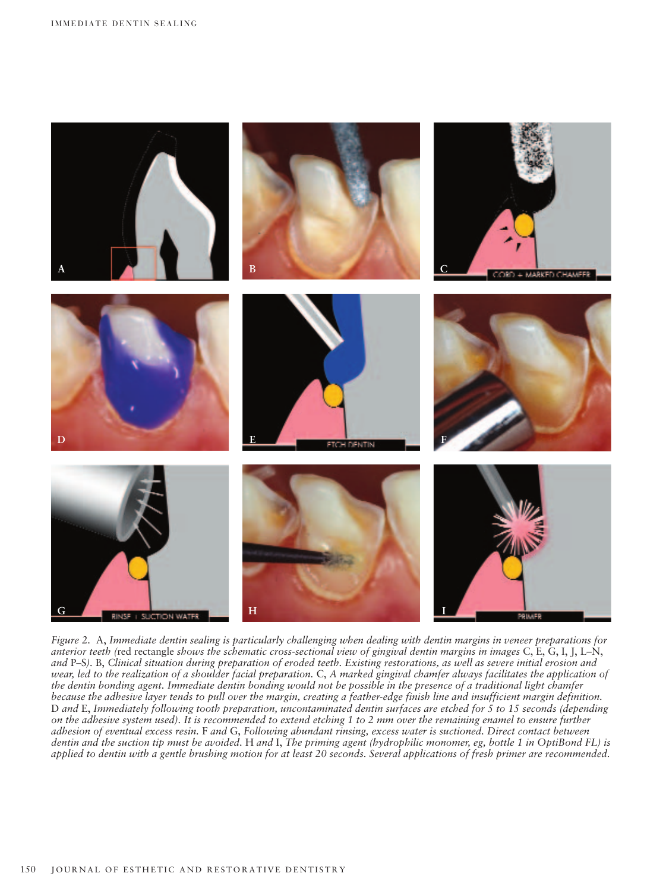*Figure 2.* A, *Immediate dentin sealing is particularly challenging when dealing with dentin margins in veneer preparations for anterior teeth (*red rectangle *shows the schematic cross-sectional view of gingival dentin margins in images* C, E, G, I, J, L–N, *and* P–S*).* B, *Clinical situation during preparation of eroded teeth. Existing restorations, as well as severe initial erosion and wear, led to the realization of a shoulder facial preparation.* C, *A marked gingival chamfer always facilitates the application of the dentin bonding agent. Immediate dentin bonding would not be possible in the presence of a traditional light chamfer because the adhesive layer tends to pull over the margin, creating a feather-edge finish line and insufficient margin definition.* D *and* E, *Immediately following tooth preparation, uncontaminated dentin surfaces are etched for 5 to 15 seconds (depending on the adhesive system used). It is recommended to extend etching 1 to 2 mm over the remaining enamel to ensure further adhesion of eventual excess resin.* F *and* G, *Following abundant rinsing, excess water is suctioned. Direct contact between dentin and the suction tip must be avoided.* H *and* I, *The priming agent (hydrophilic monomer, eg, bottle 1 in OptiBond FL) is applied to dentin with a gentle brushing motion for at least 20 seconds. Several applications of fresh primer are recommended.*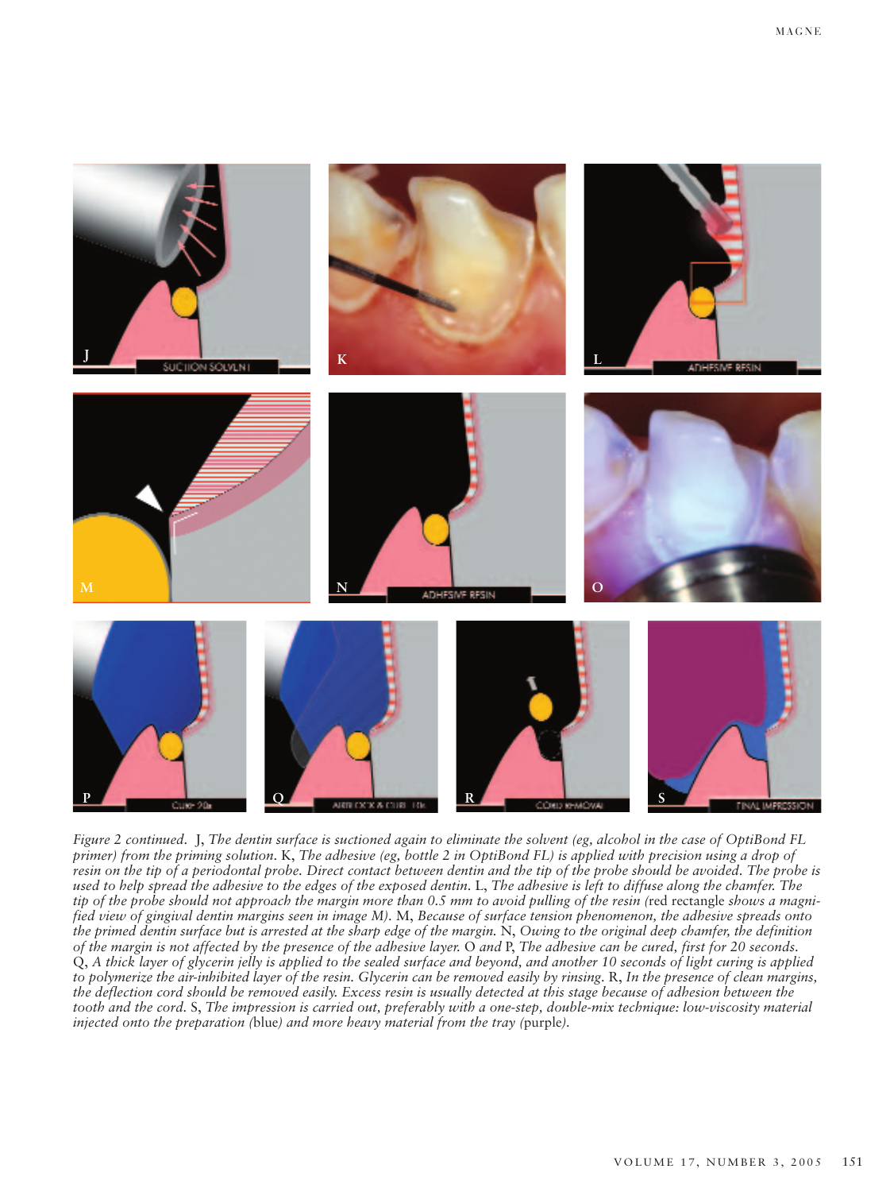*Figure 2 continued.* J, *The dentin surface is suctioned again to eliminate the solvent (eg, alcohol in the case of OptiBond FL primer) from the priming solution.* K, *The adhesive (eg, bottle 2 in OptiBond FL) is applied with precision using a drop of resin on the tip of a periodontal probe. Direct contact between dentin and the tip of the probe should be avoided. The probe is used to help spread the adhesive to the edges of the exposed dentin.* L, *The adhesive is left to diffuse along the chamfer. The tip of the probe should not approach the margin more than 0.5 mm to avoid pulling of the resin (*red rectangle *shows a magnified view of gingival dentin margins seen in image M).* M, *Because of surface tension phenomenon, the adhesive spreads onto the primed dentin surface but is arrested at the sharp edge of the margin.* N, *Owing to the original deep chamfer, the definition of the margin is not affected by the presence of the adhesive layer.* O *and* P, *The adhesive can be cured, first for 20 seconds.* Q, *A thick layer of glycerin jelly is applied to the sealed surface and beyond, and another 10 seconds of light curing is applied to polymerize the air-inhibited layer of the resin. Glycerin can be removed easily by rinsing.* R, *In the presence of clean margins, the deflection cord should be removed easily. Excess resin is usually detected at this stage because of adhesion between the tooth and the cord.* S, *The impression is carried out, preferably with a one-step, double-mix technique: low-viscosity material injected onto the preparation (*blue*) and more heavy material from the tray (*purple*).*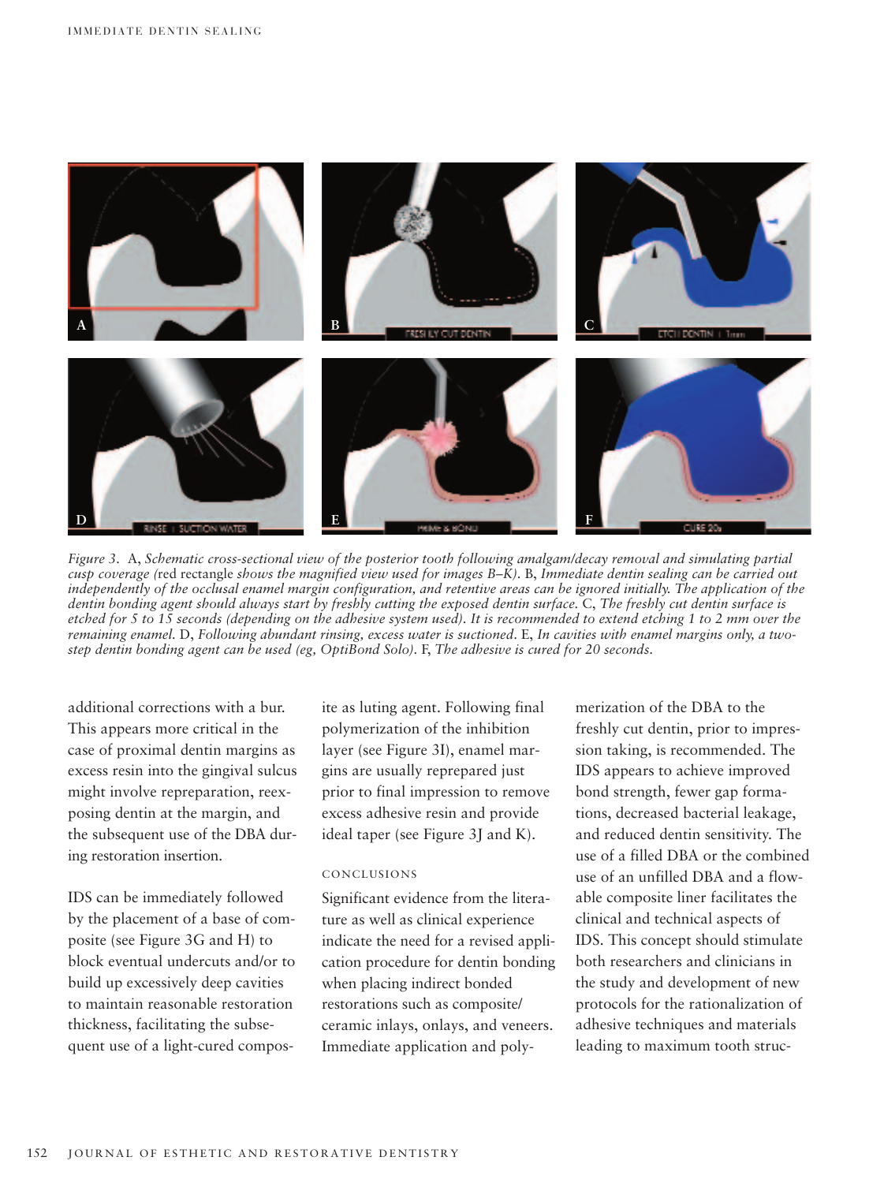*Figure 3.* A, *Schematic cross-sectional view of the posterior tooth following amalgam/decay removal and simulating partial cusp coverage (*red rectangle *shows the magnified view used for images B–K).* B, *Immediate dentin sealing can be carried out independently of the occlusal enamel margin configuration, and retentive areas can be ignored initially. The application of the dentin bonding agent should always start by freshly cutting the exposed dentin surface.* C, *The freshly cut dentin surface is etched for 5 to 15 seconds (depending on the adhesive system used). It is recommended to extend etching 1 to 2 mm over the remaining enamel.* D, *Following abundant rinsing, excess water is suctioned.* E, *In cavities with enamel margins only, a two-step dentin bonding agent can be used (eg, OptiBond Solo).* F, *The adhesive is cured for 20 seconds.*

additional corrections with a bur. This appears more critical in the case of proximal dentin margins as excess resin into the gingival sulcus might involve repreparation, reexposing dentin at the margin, and the subsequent use of the DBA during restoration insertion.

IDS can be immediately followed by the placement of a base of composite (see Figure 3G and H) to block eventual undercuts and/or to build up excessively deep cavities to maintain reasonable restoration thickness, facilitating the subsequent use of a light-cured composite as luting agent. Following final polymerization of the inhibition layer (see Figure 3I), enamel margins are usually reprepared just prior to final impression to remove excess adhesive resin and provide ideal taper (see Figure 3J and K).

## CONCLUSIONS

Significant evidence from the literature as well as clinical experience indicate the need for a revised application procedure for dentin bonding when placing indirect bonded restorations such as composite/ceramic inlays, onlays, and veneers. Immediate application and polymerization of the DBA to the freshly cut dentin, prior to impression taking, is recommended. The IDS appears to achieve improved bond strength, fewer gap formations, decreased bacterial leakage, and reduced dentin sensitivity. The use of a filled DBA or the combined use of an unfilled DBA and a flowable composite liner facilitates the clinical and technical aspects of IDS. This concept should stimulate both researchers and clinicians in the study and development of new protocols for the rationalization of adhesive techniques and materials leading to maximum tooth struc-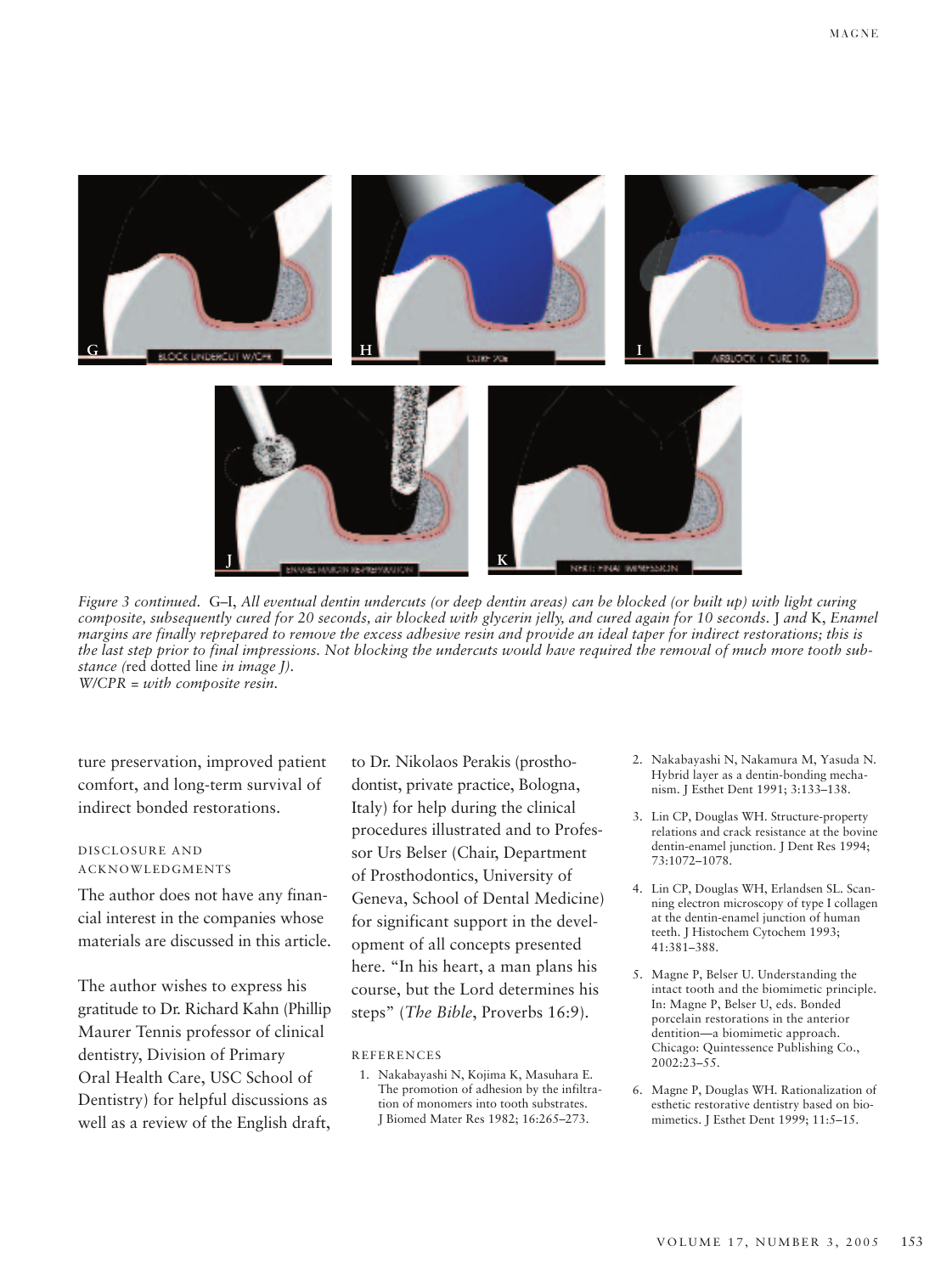*Figure 3 continued.* G–I, *All eventual dentin undercuts (or deep dentin areas) can be blocked (or built up) with light curing composite, subsequently cured for 20 seconds, air blocked with glycerin jelly, and cured again for 10 seconds.* J *and* K, *Enamel margins are finally reprepared to remove the excess adhesive resin and provide an ideal taper for indirect restorations; this is the last step prior to final impressions. Not blocking the undercuts would have required the removal of much more tooth substance (*red dotted line *in image J).*
*W/CPR = with composite resin.*

ture preservation, improved patient comfort, and long-term survival of indirect bonded restorations.

## DISCLOSURE AND ACKNOWLEDGMENTS

The author does not have any financial interest in the companies whose materials are discussed in this article.

The author wishes to express his gratitude to Dr. Richard Kahn (Phillip Maurer Tennis professor of clinical dentistry, Division of Primary Oral Health Care, USC School of Dentistry) for helpful discussions as well as a review of the English draft, to Dr. Nikolaos Perakis (prosthodontist, private practice, Bologna, Italy) for help during the clinical procedures illustrated and to Professor Urs Belser (Chair, Department of Prosthodontics, University of Geneva, School of Dental Medicine) for significant support in the development of all concepts presented here. "In his heart, a man plans his course, but the Lord determines his steps" (*The Bible*, Proverbs 16:9).

## REFERENCES

1. Nakabayashi N, Kojima K, Masuhara E. The promotion of adhesion by the infiltration of monomers into tooth substrates. J Biomed Mater Res 1982; 16:265–273.
2. Nakabayashi N, Nakamura M, Yasuda N. Hybrid layer as a dentin-bonding mechanism. J Esthet Dent 1991; 3:133–138.
3. Lin CP, Douglas WH. Structure-property relations and crack resistance at the bovine dentin-enamel junction. J Dent Res 1994; 73:1072–1078.
4. Lin CP, Douglas WH, Erlandsen SL. Scanning electron microscopy of type I collagen at the dentin-enamel junction of human teeth. J Histochem Cytochem 1993; 41:381–388.
5. Magne P, Belser U. Understanding the intact tooth and the biomimetic principle. In: Magne P, Belser U, eds. Bonded porcelain restorations in the anterior dentition—a biomimetic approach. Chicago: Quintessence Publishing Co., 2002:23–55.
6. Magne P, Douglas WH. Rationalization of esthetic restorative dentistry based on biomimetics. J Esthet Dent 1999; 11:5–15.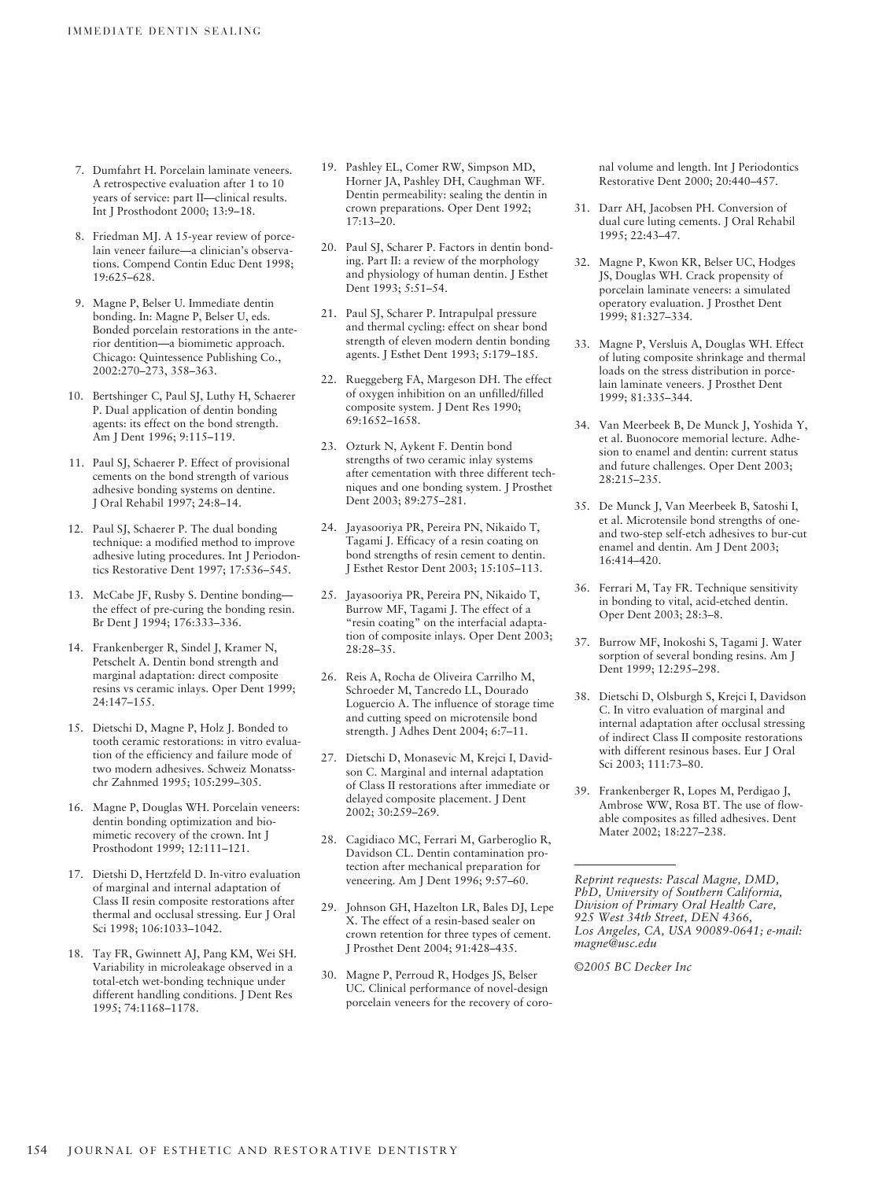7. Dumfahrt H. Porcelain laminate veneers. A retrospective evaluation after 1 to 10 years of service: part II—clinical results. Int J Prosthodont 2000; 13:9–18.

8. Friedman MJ. A 15-year review of porcelain veneer failure—a clinician's observations. Compend Contin Educ Dent 1998; 19:625–628.

9. Magne P, Belser U. Immediate dentin bonding. In: Magne P, Belser U, eds. Bonded porcelain restorations in the anterior dentition—a biomimetic approach. Chicago: Quintessence Publishing Co., 2002:270–273, 358–363.

10. Bertshinger C, Paul SJ, Luthy H, Schaerer P. Dual application of dentin bonding agents: its effect on the bond strength. Am J Dent 1996; 9:115–119.

11. Paul SJ, Schaerer P. Effect of provisional cements on the bond strength of various adhesive bonding systems on dentine. J Oral Rehabil 1997; 24:8–14.

12. Paul SJ, Schaerer P. The dual bonding technique: a modified method to improve adhesive luting procedures. Int J Periodontics Restorative Dent 1997; 17:536–545.

13. McCabe JF, Rusby S. Dentine bonding—the effect of pre-curing the bonding resin. Br Dent J 1994; 176:333–336.

14. Frankenberger R, Sindel J, Kramer N, Petschelt A. Dentin bond strength and marginal adaptation: direct composite resins vs ceramic inlays. Oper Dent 1999; 24:147–155.

15. Dietschi D, Magne P, Holz J. Bonded to tooth ceramic restorations: in vitro evaluation of the efficiency and failure mode of two modern adhesives. Schweiz Monatsschr Zahnmed 1995; 105:299–305.

16. Magne P, Douglas WH. Porcelain veneers: dentin bonding optimization and biomimetic recovery of the crown. Int J Prosthodont 1999; 12:111–121.

17. Dietshi D, Hertzfeld D. In-vitro evaluation of marginal and internal adaptation of Class II resin composite restorations after thermal and occlusal stressing. Eur J Oral Sci 1998; 106:1033–1042.

18. Tay FR, Gwinnett AJ, Pang KM, Wei SH. Variability in microleakage observed in a total-etch wet-bonding technique under different handling conditions. J Dent Res 1995; 74:1168–1178.

19. Pashley EL, Comer RW, Simpson MD, Horner JA, Pashley DH, Caughman WF. Dentin permeability: sealing the dentin in crown preparations. Oper Dent 1992; 17:13–20.

20. Paul SJ, Scharer P. Factors in dentin bonding. Part II: a review of the morphology and physiology of human dentin. J Esthet Dent 1993; 5:51–54.

21. Paul SJ, Scharer P. Intrapulpal pressure and thermal cycling: effect on shear bond strength of eleven modern dentin bonding agents. J Esthet Dent 1993; 5:179–185.

22. Rueggeberg FA, Margeson DH. The effect of oxygen inhibition on an unfilled/filled composite system. J Dent Res 1990; 69:1652–1658.

23. Ozturk N, Aykent F. Dentin bond strengths of two ceramic inlay systems after cementation with three different techniques and one bonding system. J Prosthet Dent 2003; 89:275–281.

24. Jayasooriya PR, Pereira PN, Nikaido T, Tagami J. Efficacy of a resin coating on bond strengths of resin cement to dentin. J Esthet Restor Dent 2003; 15:105–113.

25. Jayasooriya PR, Pereira PN, Nikaido T, Burrow MF, Tagami J. The effect of a "resin coating" on the interfacial adaptation of composite inlays. Oper Dent 2003; 28:28–35.

26. Reis A, Rocha de Oliveira Carrilho M, Schroeder M, Tancredo LL, Dourado Loguercio A. The influence of storage time and cutting speed on microtensile bond strength. J Adhes Dent 2004; 6:7–11.

27. Dietschi D, Monasevic M, Krejci I, Davidson C. Marginal and internal adaptation of Class II restorations after immediate or delayed composite placement. J Dent 2002; 30:259–269.

28. Cagidiaco MC, Ferrari M, Garberoglio R, Davidson CL. Dentin contamination protection after mechanical preparation for veneering. Am J Dent 1996; 9:57–60.

29. Johnson GH, Hazelton LR, Bales DJ, Lepe X. The effect of a resin-based sealer on crown retention for three types of cement. J Prosthet Dent 2004; 91:428–435.

30. Magne P, Perroud R, Hodges JS, Belser UC. Clinical performance of novel-design porcelain veneers for the recovery of coronal volume and length. Int J Periodontics Restorative Dent 2000; 20:440–457.

31. Darr AH, Jacobsen PH. Conversion of dual cure luting cements. J Oral Rehabil 1995; 22:43–47.

32. Magne P, Kwon KR, Belser UC, Hodges JS, Douglas WH. Crack propensity of porcelain laminate veneers: a simulated operatory evaluation. J Prosthet Dent 1999; 81:327–334.

33. Magne P, Versluis A, Douglas WH. Effect of luting composite shrinkage and thermal loads on the stress distribution in porcelain laminate veneers. J Prosthet Dent 1999; 81:335–344.

34. Van Meerbeek B, De Munck J, Yoshida Y, et al. Buonocore memorial lecture. Adhesion to enamel and dentin: current status and future challenges. Oper Dent 2003; 28:215–235.

35. De Munck J, Van Meerbeek B, Satoshi I, et al. Microtensile bond strengths of one- and two-step self-etch adhesives to bur-cut enamel and dentin. Am J Dent 2003; 16:414–420.

36. Ferrari M, Tay FR. Technique sensitivity in bonding to vital, acid-etched dentin. Oper Dent 2003; 28:3–8.

37. Burrow MF, Inokoshi S, Tagami J. Water sorption of several bonding resins. Am J Dent 1999; 12:295–298.

38. Dietschi D, Olsburgh S, Krejci I, Davidson C. In vitro evaluation of marginal and internal adaptation after occlusal stressing of indirect Class II composite restorations with different resinous bases. Eur J Oral Sci 2003; 111:73–80.

39. Frankenberger R, Lopes M, Perdigao J, Ambrose WW, Rosa BT. The use of flowable composites as filled adhesives. Dent Mater 2002; 18:227–238.

*Reprint requests: Pascal Magne, DMD, PhD, University of Southern California, Division of Primary Oral Health Care, 925 West 34th Street, DEN 4366, Los Angeles, CA, USA 90089-0641; e-mail: magne@usc.edu*

*©2005 BC Decker Inc*